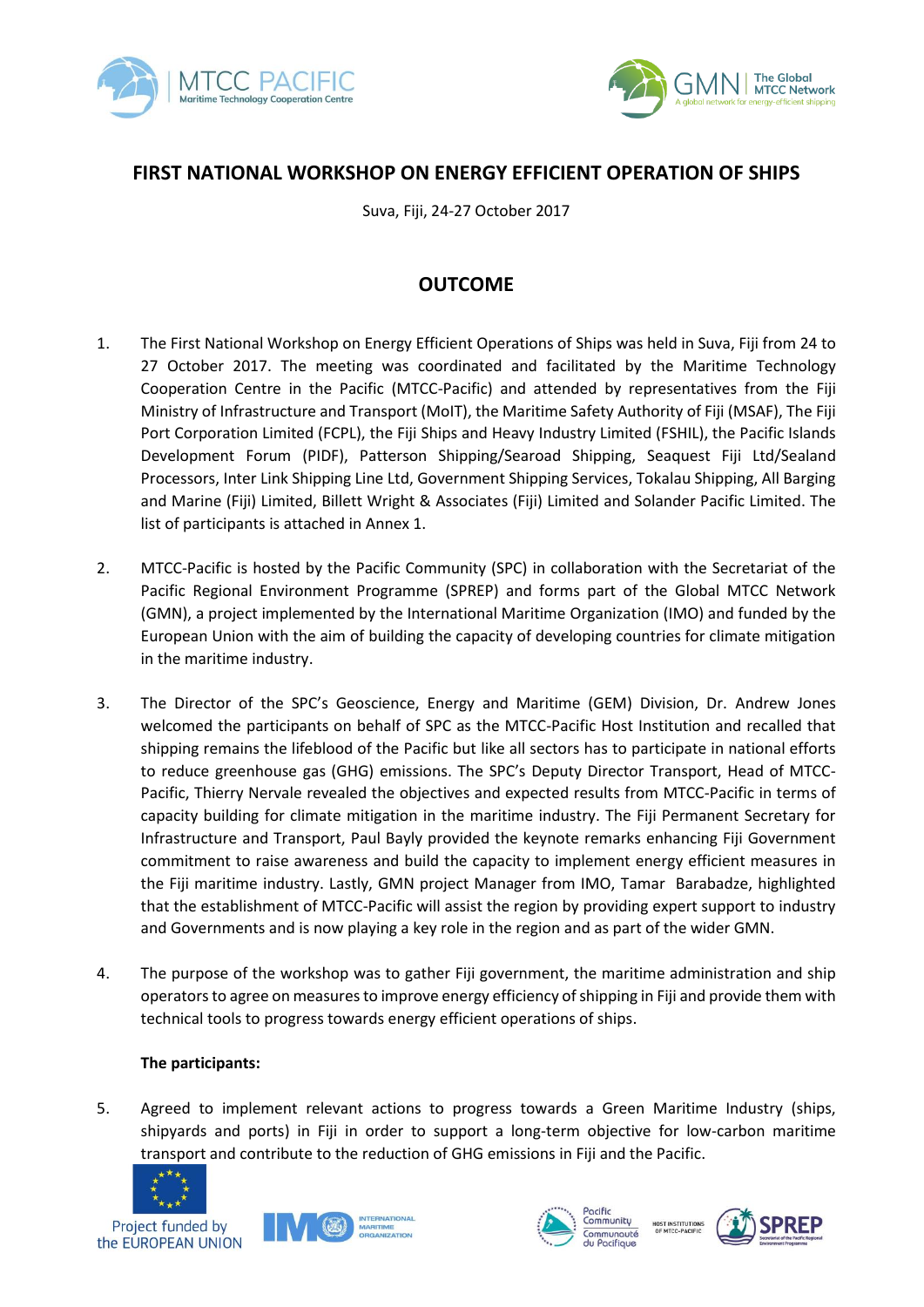# FIRST NATIONAL WORKSHOP ON ENERGY EFFICIENT OPERATION OF SHIPS

Suva, Fiji, 24-27 October 2017

## OUTCOME

1. The First National Workshop on Energy Efficient Operations of Ships was held in Suva, Fiji from 24 to 27 October 2017. The meeting was coordinated and facilitated by the Maritime Technology Cooperation Centre in the Pacific (MTCC-Pacific) and attended by representatives from the Fiji Ministry of Infrastructure and Transport (MoIT), the Maritime Safety Authority of Fiji (MSAF), The Fiji Port Corporation Limited (FCPL), the Fiji Ships and Heavy Industry Limited (FSHIL), the Pacific Islands Development Forum (PIDF), Patterson Shipping/Searoad Shipping, Seaquest Fiji Ltd/Sealand Processors, Inter Link Shipping Line Ltd, Government Shipping Services, Tokalau Shipping, All Barging and Marine (Fiji) Limited, Billett Wright & Associates (Fiji) Limited and Solander Pacific Limited. The list of participants is attached in Annex 1.

2. MTCC-Pacific is hosted by the Pacific Community (SPC) in collaboration with the Secretariat of the Pacific Regional Environment Programme (SPREP) and forms part of the Global MTCC Network (GMN), a project implemented by the International Maritime Organization (IMO) and funded by the European Union with the aim of building the capacity of developing countries for climate mitigation in the maritime industry.

3. The Director of the SPC's Geoscience, Energy and Maritime (GEM) Division, Dr. Andrew Jones welcomed the participants on behalf of SPC as the MTCC-Pacific Host Institution and recalled that shipping remains the lifeblood of the Pacific but like all sectors has to participate in national efforts to reduce greenhouse gas (GHG) emissions. The SPC's Deputy Director Transport, Head of MTCC-Pacific, Thierry Nervale revealed the objectives and expected results from MTCC-Pacific in terms of capacity building for climate mitigation in the maritime industry. The Fiji Permanent Secretary for Infrastructure and Transport, Paul Bayly provided the keynote remarks enhancing Fiji Government commitment to raise awareness and build the capacity to implement energy efficient measures in the Fiji maritime industry. Lastly, GMN project Manager from IMO, Tamar Barabadze, highlighted that the establishment of MTCC-Pacific will assist the region by providing expert support to industry and Governments and is now playing a key role in the region and as part of the wider GMN.

4. The purpose of the workshop was to gather Fiji government, the maritime administration and ship operators to agree on measures to improve energy efficiency of shipping in Fiji and provide them with technical tools to progress towards energy efficient operations of ships.

**The participants:**

5. Agreed to implement relevant actions to progress towards a Green Maritime Industry (ships, shipyards and ports) in Fiji in order to support a long-term objective for low-carbon maritime transport and contribute to the reduction of GHG emissions in Fiji and the Pacific.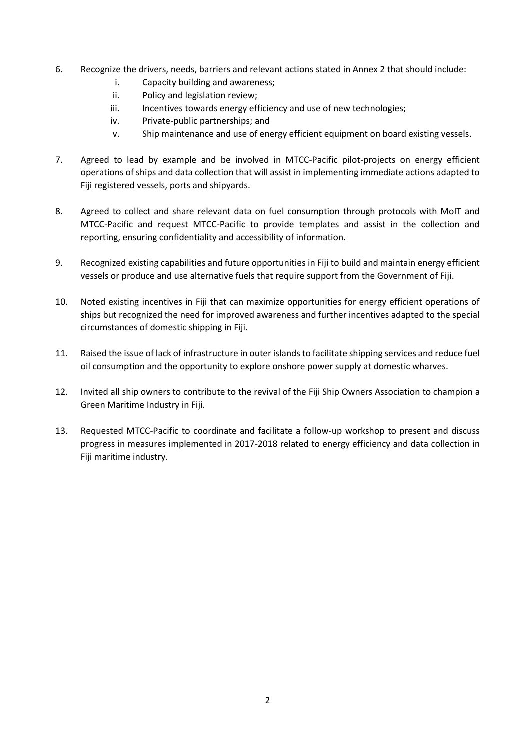6. Recognize the drivers, needs, barriers and relevant actions stated in Annex 2 that should include:
   i. Capacity building and awareness;
   ii. Policy and legislation review;
   iii. Incentives towards energy efficiency and use of new technologies;
   iv. Private-public partnerships; and
   v. Ship maintenance and use of energy efficient equipment on board existing vessels.

7. Agreed to lead by example and be involved in MTCC-Pacific pilot-projects on energy efficient operations of ships and data collection that will assist in implementing immediate actions adapted to Fiji registered vessels, ports and shipyards.

8. Agreed to collect and share relevant data on fuel consumption through protocols with MoIT and MTCC-Pacific and request MTCC-Pacific to provide templates and assist in the collection and reporting, ensuring confidentiality and accessibility of information.

9. Recognized existing capabilities and future opportunities in Fiji to build and maintain energy efficient vessels or produce and use alternative fuels that require support from the Government of Fiji.

10. Noted existing incentives in Fiji that can maximize opportunities for energy efficient operations of ships but recognized the need for improved awareness and further incentives adapted to the special circumstances of domestic shipping in Fiji.

11. Raised the issue of lack of infrastructure in outer islands to facilitate shipping services and reduce fuel oil consumption and the opportunity to explore onshore power supply at domestic wharves.

12. Invited all ship owners to contribute to the revival of the Fiji Ship Owners Association to champion a Green Maritime Industry in Fiji.

13. Requested MTCC-Pacific to coordinate and facilitate a follow-up workshop to present and discuss progress in measures implemented in 2017-2018 related to energy efficiency and data collection in Fiji maritime industry.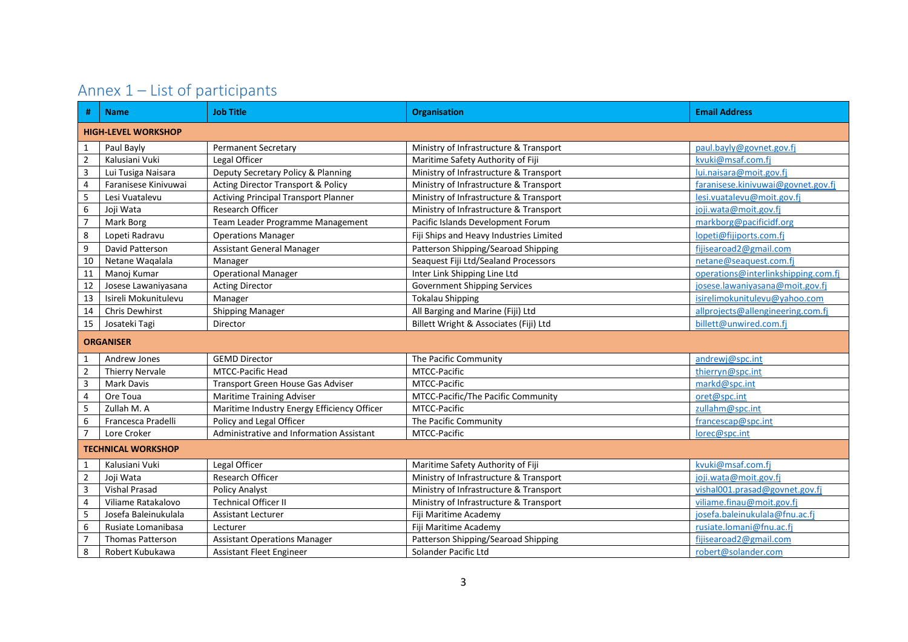## Annex 1 – List of participants

| # | Name | Job Title | Organisation | Email Address |
|---|---|---|---|---|
| **HIGH-LEVEL WORKSHOP** | | | | |
| 1 | Paul Bayly | Permanent Secretary | Ministry of Infrastructure & Transport | paul.bayly@govnet.gov.fj |
| 2 | Kalusiani Vuki | Legal Officer | Maritime Safety Authority of Fiji | kvuki@msaf.com.fj |
| 3 | Lui Tusiga Naisara | Deputy Secretary Policy & Planning | Ministry of Infrastructure & Transport | lui.naisara@moit.gov.fj |
| 4 | Faranisese Kinivuwai | Acting Director Transport & Policy | Ministry of Infrastructure & Transport | faranisese.kinivuwai@govnet.gov.fj |
| 5 | Lesi Vuatalevu | Activing Principal Transport Planner | Ministry of Infrastructure & Transport | lesi.vuatalevu@moit.gov.fj |
| 6 | Joji Wata | Research Officer | Ministry of Infrastructure & Transport | joji.wata@moit.gov.fj |
| 7 | Mark Borg | Team Leader Programme Management | Pacific Islands Development Forum | markborg@pacificidf.org |
| 8 | Lopeti Radravu | Operations Manager | Fiji Ships and Heavy Industries Limited | lopeti@fijiports.com.fj |
| 9 | David Patterson | Assistant General Manager | Patterson Shipping/Searoad Shipping | fijisearoad2@gmail.com |
| 10 | Netane Waqalala | Manager | Seaquest Fiji Ltd/Sealand Processors | netane@seaquest.com.fj |
| 11 | Manoj Kumar | Operational Manager | Inter Link Shipping Line Ltd | operations@interlinkshipping.com.fj |
| 12 | Josese Lawaniyasana | Acting Director | Government Shipping Services | josese.lawaniyasana@moit.gov.fj |
| 13 | Isireli Mokunitulevu | Manager | Tokalau Shipping | isirelimokunitulevu@yahoo.com |
| 14 | Chris Dewhirst | Shipping Manager | All Barging and Marine (Fiji) Ltd | allprojects@allengineering.com.fj |
| 15 | Josateki Tagi | Director | Billett Wright & Associates (Fiji) Ltd | billett@unwired.com.fj |
| **ORGANISER** | | | | |
| 1 | Andrew Jones | GEMD Director | The Pacific Community | andrewj@spc.int |
| 2 | Thierry Nervale | MTCC-Pacific Head | MTCC-Pacific | thierryn@spc.int |
| 3 | Mark Davis | Transport Green House Gas Adviser | MTCC-Pacific | markd@spc.int |
| 4 | Ore Toua | Maritime Training Adviser | MTCC-Pacific/The Pacific Community | oret@spc.int |
| 5 | Zullah M. A | Maritime Industry Energy Efficiency Officer | MTCC-Pacific | zullahm@spc.int |
| 6 | Francesca Pradelli | Policy and Legal Officer | The Pacific Community | francescap@spc.int |
| 7 | Lore Croker | Administrative and Information Assistant | MTCC-Pacific | lorec@spc.int |
| **TECHNICAL WORKSHOP** | | | | |
| 1 | Kalusiani Vuki | Legal Officer | Maritime Safety Authority of Fiji | kvuki@msaf.com.fj |
| 2 | Joji Wata | Research Officer | Ministry of Infrastructure & Transport | joji.wata@moit.gov.fj |
| 3 | Vishal Prasad | Policy Analyst | Ministry of Infrastructure & Transport | vishal001.prasad@govnet.gov.fj |
| 4 | Viliame Ratakalovo | Technical Officer II | Ministry of Infrastructure & Transport | viliame.finau@moit.gov.fj |
| 5 | Josefa Baleinukulala | Assistant Lecturer | Fiji Maritime Academy | josefa.baleinukulala@fnu.ac.fj |
| 6 | Rusiate Lomanibasa | Lecturer | Fiji Maritime Academy | rusiate.lomani@fnu.ac.fj |
| 7 | Thomas Patterson | Assistant Operations Manager | Patterson Shipping/Searoad Shipping | fijisearoad2@gmail.com |
| 8 | Robert Kubukawa | Assistant Fleet Engineer | Solander Pacific Ltd | robert@solander.com |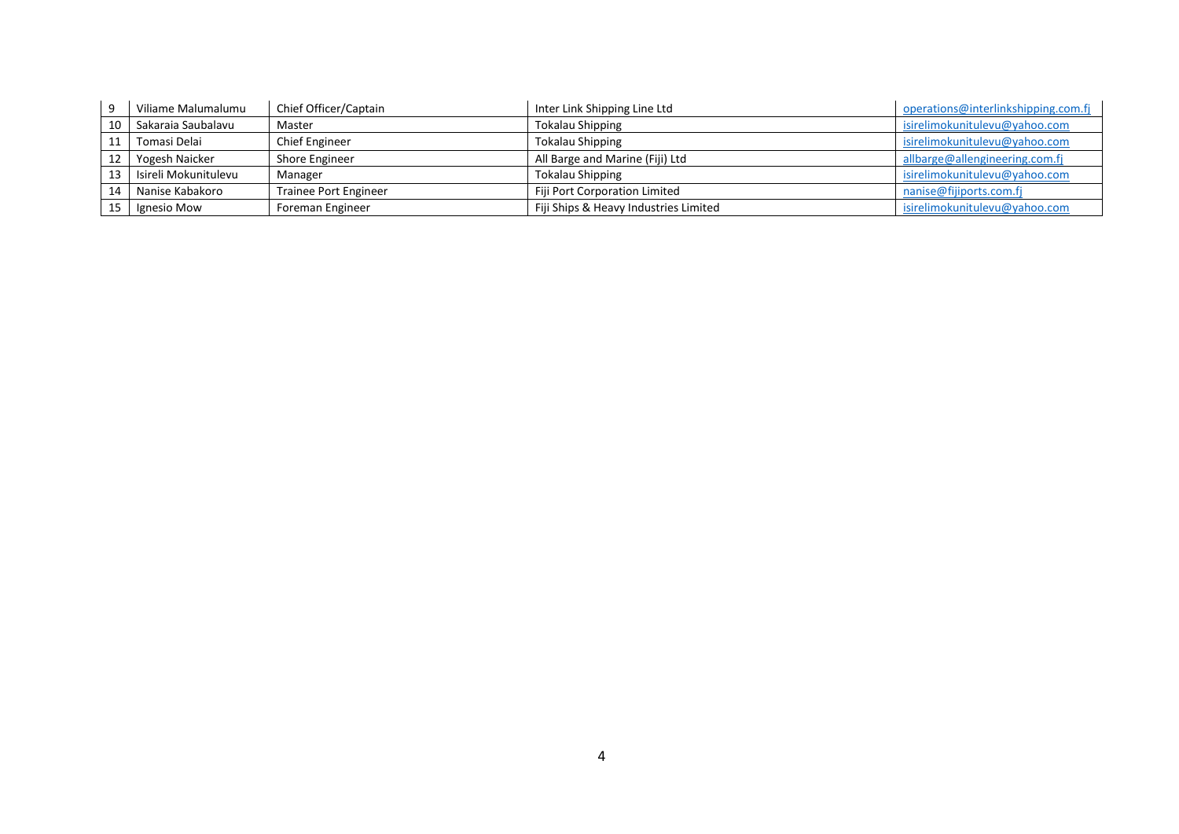| 9 | Viliame Malumalumu | Chief Officer/Captain | Inter Link Shipping Line Ltd | operations@interlinkshipping.com.fj |
|---|---|---|---|---|
| 10 | Sakaraia Saubalavu | Master | Tokalau Shipping | isirelimokunitulevu@yahoo.com |
| 11 | Tomasi Delai | Chief Engineer | Tokalau Shipping | isirelimokunitulevu@yahoo.com |
| 12 | Yogesh Naicker | Shore Engineer | All Barge and Marine (Fiji) Ltd | allbarge@allengineering.com.fj |
| 13 | Isireli Mokunitulevu | Manager | Tokalau Shipping | isirelimokunitulevu@yahoo.com |
| 14 | Nanise Kabakoro | Trainee Port Engineer | Fiji Port Corporation Limited | nanise@fijiports.com.fj |
| 15 | Ignesio Mow | Foreman Engineer | Fiji Ships & Heavy Industries Limited | isirelimokunitulevu@yahoo.com |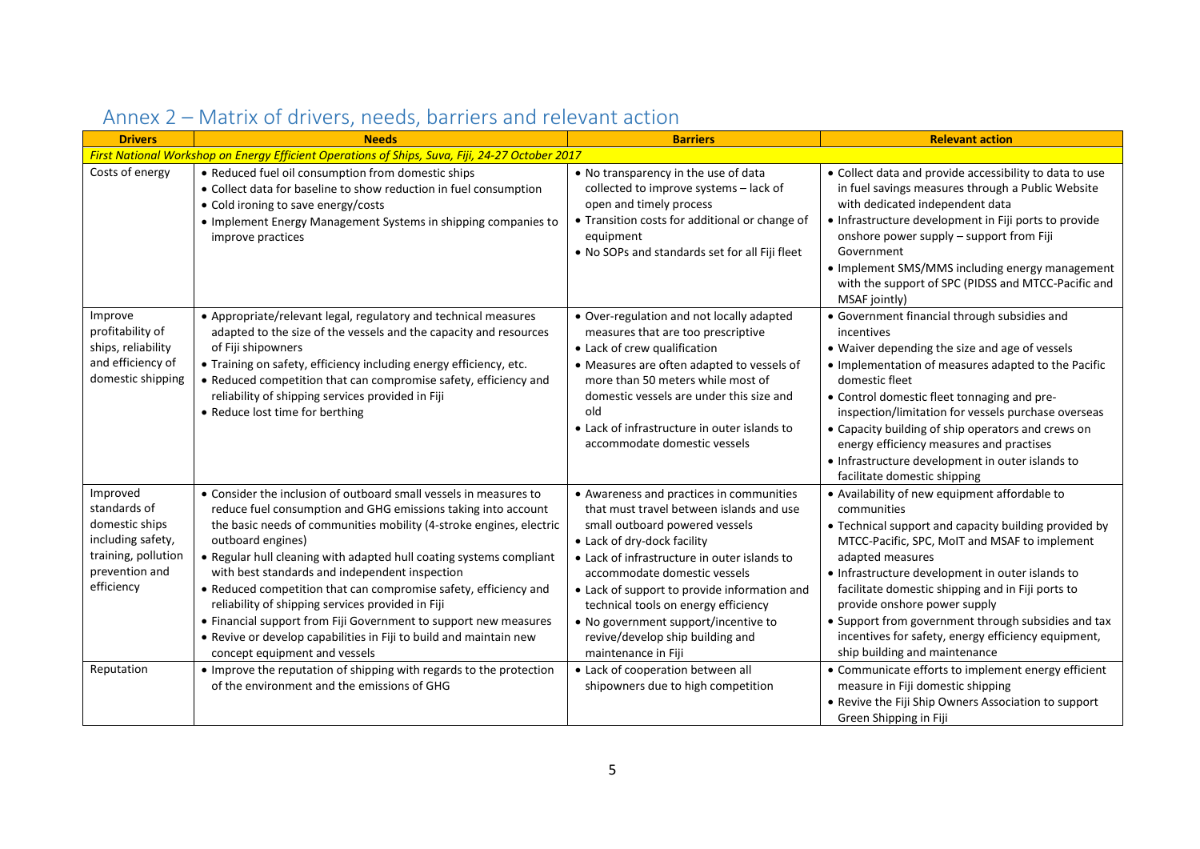# Annex 2 – Matrix of drivers, needs, barriers and relevant action

| Drivers | Needs | Barriers | Relevant action |
| --- | --- | --- | --- |
| *First National Workshop on Energy Efficient Operations of Ships, Suva, Fiji, 24-27 October 2017* | | | |
| Costs of energy | • Reduced fuel oil consumption from domestic ships<br>• Collect data for baseline to show reduction in fuel consumption<br>• Cold ironing to save energy/costs<br>• Implement Energy Management Systems in shipping companies to improve practices | • No transparency in the use of data collected to improve systems – lack of open and timely process<br>• Transition costs for additional or change of equipment<br>• No SOPs and standards set for all Fiji fleet | • Collect data and provide accessibility to data to use in fuel savings measures through a Public Website with dedicated independent data<br>• Infrastructure development in Fiji ports to provide onshore power supply – support from Fiji Government<br>• Implement SMS/MMS including energy management with the support of SPC (PIDSS and MTCC-Pacific and MSAF jointly) |
| Improve profitability of ships, reliability and efficiency of domestic shipping | • Appropriate/relevant legal, regulatory and technical measures adapted to the size of the vessels and the capacity and resources of Fiji shipowners<br>• Training on safety, efficiency including energy efficiency, etc.<br>• Reduced competition that can compromise safety, efficiency and reliability of shipping services provided in Fiji<br>• Reduce lost time for berthing | • Over-regulation and not locally adapted measures that are too prescriptive<br>• Lack of crew qualification<br>• Measures are often adapted to vessels of more than 50 meters while most of domestic vessels are under this size and old<br>• Lack of infrastructure in outer islands to accommodate domestic vessels | • Government financial through subsidies and incentives<br>• Waiver depending the size and age of vessels<br>• Implementation of measures adapted to the Pacific domestic fleet<br>• Control domestic fleet tonnaging and pre-inspection/limitation for vessels purchase overseas<br>• Capacity building of ship operators and crews on energy efficiency measures and practises<br>• Infrastructure development in outer islands to facilitate domestic shipping |
| Improved standards of domestic ships including safety, training, pollution prevention and efficiency | • Consider the inclusion of outboard small vessels in measures to reduce fuel consumption and GHG emissions taking into account the basic needs of communities mobility (4-stroke engines, electric outboard engines)<br>• Regular hull cleaning with adapted hull coating systems compliant with best standards and independent inspection<br>• Reduced competition that can compromise safety, efficiency and reliability of shipping services provided in Fiji<br>• Financial support from Fiji Government to support new measures<br>• Revive or develop capabilities in Fiji to build and maintain new concept equipment and vessels | • Awareness and practices in communities that must travel between islands and use small outboard powered vessels<br>• Lack of dry-dock facility<br>• Lack of infrastructure in outer islands to accommodate domestic vessels<br>• Lack of support to provide information and technical tools on energy efficiency<br>• No government support/incentive to revive/develop ship building and maintenance in Fiji | • Availability of new equipment affordable to communities<br>• Technical support and capacity building provided by MTCC-Pacific, SPC, MoIT and MSAF to implement adapted measures<br>• Infrastructure development in outer islands to facilitate domestic shipping and in Fiji ports to provide onshore power supply<br>• Support from government through subsidies and tax incentives for safety, energy efficiency equipment, ship building and maintenance |
| Reputation | • Improve the reputation of shipping with regards to the protection of the environment and the emissions of GHG | • Lack of cooperation between all shipowners due to high competition | • Communicate efforts to implement energy efficient measure in Fiji domestic shipping<br>• Revive the Fiji Ship Owners Association to support Green Shipping in Fiji |